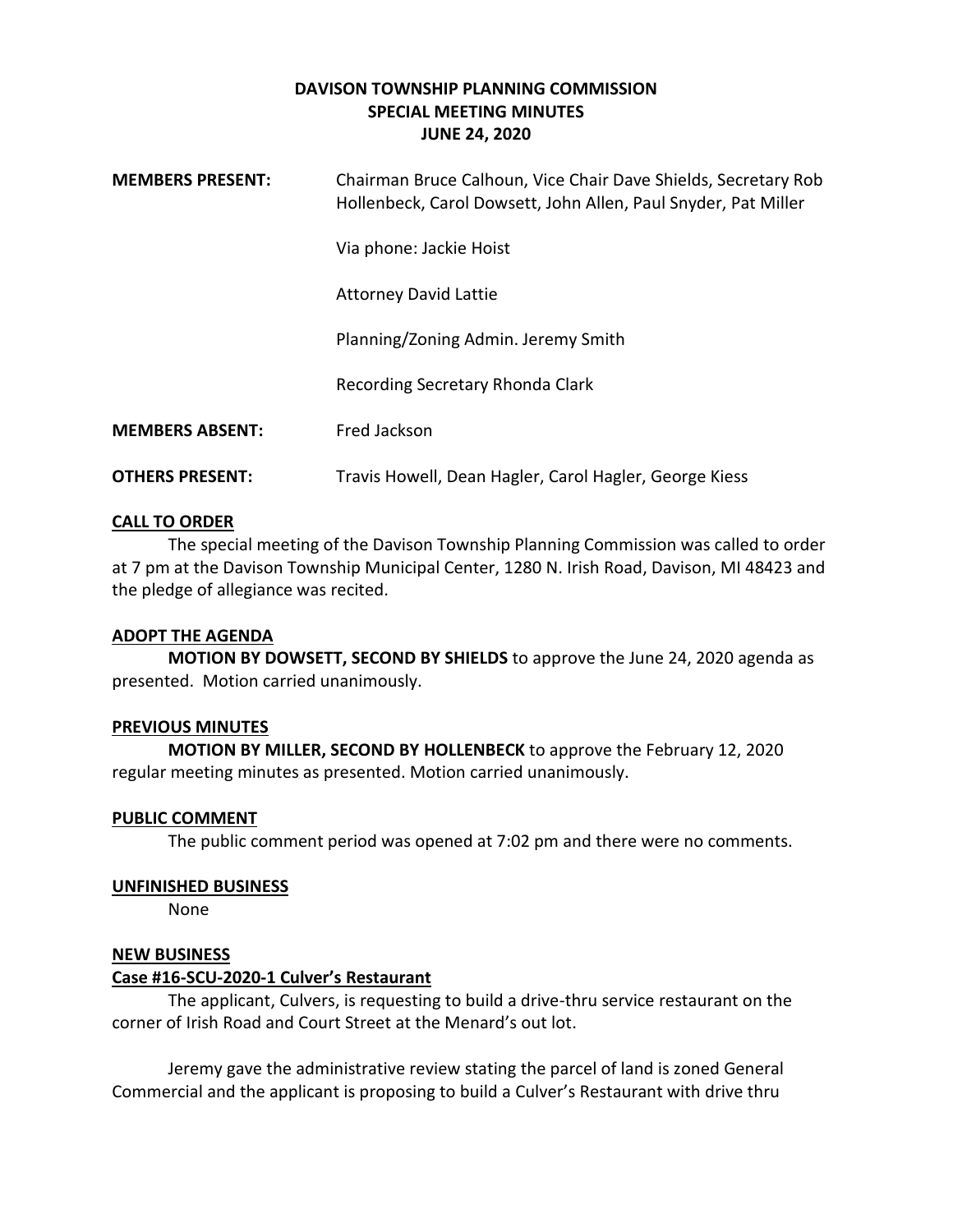**DAVISON TOWNSHIP PLANNING COMMISSION**
**SPECIAL MEETING MINUTES**
**JUNE 24, 2020**

**MEMBERS PRESENT:** Chairman Bruce Calhoun, Vice Chair Dave Shields, Secretary Rob Hollenbeck, Carol Dowsett, John Allen, Paul Snyder, Pat Miller

Via phone: Jackie Hoist

Attorney David Lattie

Planning/Zoning Admin. Jeremy Smith

Recording Secretary Rhonda Clark

**MEMBERS ABSENT:** Fred Jackson

**OTHERS PRESENT:** Travis Howell, Dean Hagler, Carol Hagler, George Kiess

**CALL TO ORDER**

The special meeting of the Davison Township Planning Commission was called to order at 7 pm at the Davison Township Municipal Center, 1280 N. Irish Road, Davison, MI 48423 and the pledge of allegiance was recited.

**ADOPT THE AGENDA**

**MOTION BY DOWSETT, SECOND BY SHIELDS** to approve the June 24, 2020 agenda as presented. Motion carried unanimously.

**PREVIOUS MINUTES**

**MOTION BY MILLER, SECOND BY HOLLENBECK** to approve the February 12, 2020 regular meeting minutes as presented. Motion carried unanimously.

**PUBLIC COMMENT**

The public comment period was opened at 7:02 pm and there were no comments.

**UNFINISHED BUSINESS**

None

**NEW BUSINESS**

**Case #16-SCU-2020-1 Culver's Restaurant**

The applicant, Culvers, is requesting to build a drive-thru service restaurant on the corner of Irish Road and Court Street at the Menard's out lot.

Jeremy gave the administrative review stating the parcel of land is zoned General Commercial and the applicant is proposing to build a Culver's Restaurant with drive thru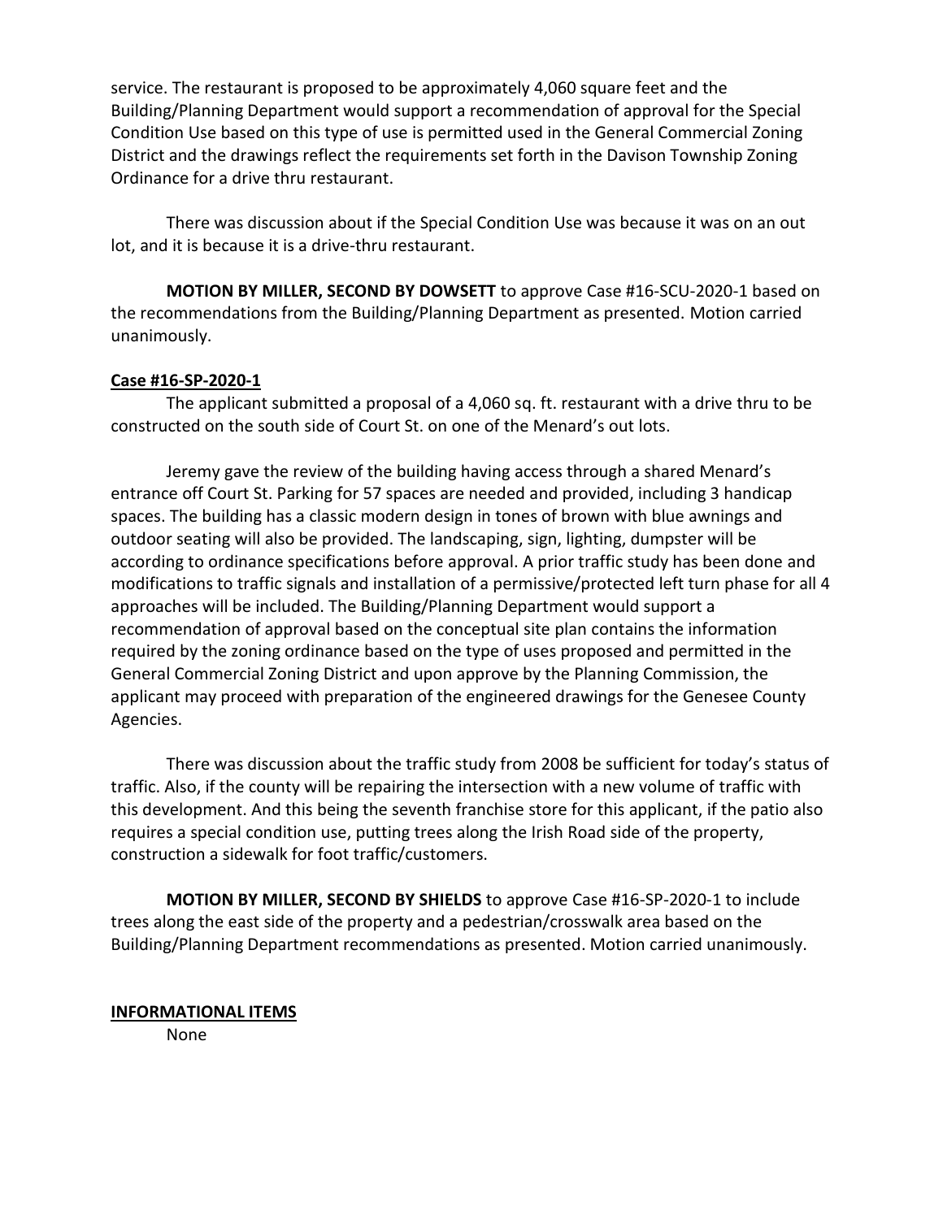service. The restaurant is proposed to be approximately 4,060 square feet and the Building/Planning Department would support a recommendation of approval for the Special Condition Use based on this type of use is permitted used in the General Commercial Zoning District and the drawings reflect the requirements set forth in the Davison Township Zoning Ordinance for a drive thru restaurant.

There was discussion about if the Special Condition Use was because it was on an out lot, and it is because it is a drive-thru restaurant.

**MOTION BY MILLER, SECOND BY DOWSETT** to approve Case #16-SCU-2020-1 based on the recommendations from the Building/Planning Department as presented. Motion carried unanimously.

**Case #16-SP-2020-1**

The applicant submitted a proposal of a 4,060 sq. ft. restaurant with a drive thru to be constructed on the south side of Court St. on one of the Menard's out lots.

Jeremy gave the review of the building having access through a shared Menard's entrance off Court St. Parking for 57 spaces are needed and provided, including 3 handicap spaces. The building has a classic modern design in tones of brown with blue awnings and outdoor seating will also be provided. The landscaping, sign, lighting, dumpster will be according to ordinance specifications before approval. A prior traffic study has been done and modifications to traffic signals and installation of a permissive/protected left turn phase for all 4 approaches will be included. The Building/Planning Department would support a recommendation of approval based on the conceptual site plan contains the information required by the zoning ordinance based on the type of uses proposed and permitted in the General Commercial Zoning District and upon approve by the Planning Commission, the applicant may proceed with preparation of the engineered drawings for the Genesee County Agencies.

There was discussion about the traffic study from 2008 be sufficient for today's status of traffic. Also, if the county will be repairing the intersection with a new volume of traffic with this development. And this being the seventh franchise store for this applicant, if the patio also requires a special condition use, putting trees along the Irish Road side of the property, construction a sidewalk for foot traffic/customers.

**MOTION BY MILLER, SECOND BY SHIELDS** to approve Case #16-SP-2020-1 to include trees along the east side of the property and a pedestrian/crosswalk area based on the Building/Planning Department recommendations as presented. Motion carried unanimously.

**INFORMATIONAL ITEMS**

None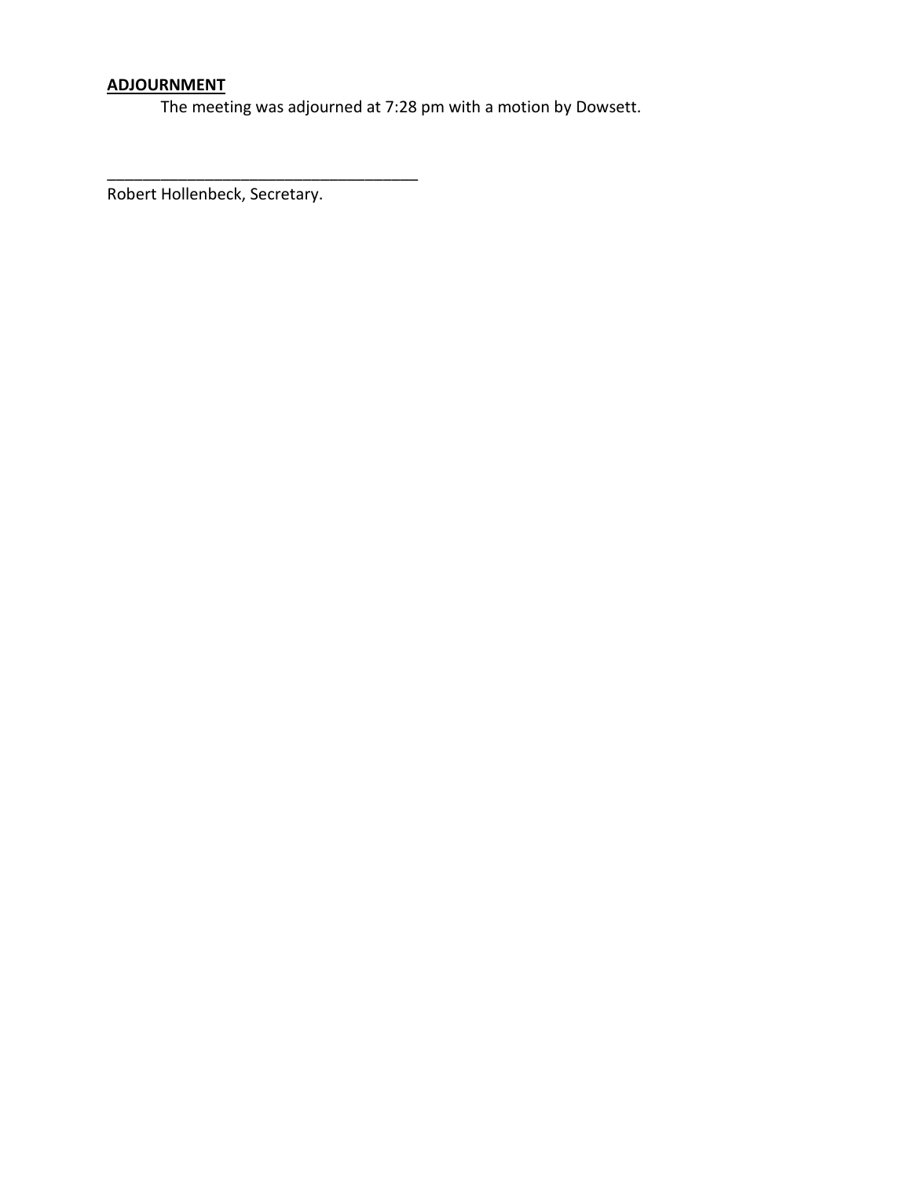**ADJOURNMENT**

The meeting was adjourned at 7:28 pm with a motion by Dowsett.

\_\_\_\_\_\_\_\_\_\_\_\_\_\_\_\_\_\_\_\_\_\_\_\_\_\_\_\_\_\_\_\_\_\_\_\_

Robert Hollenbeck, Secretary.